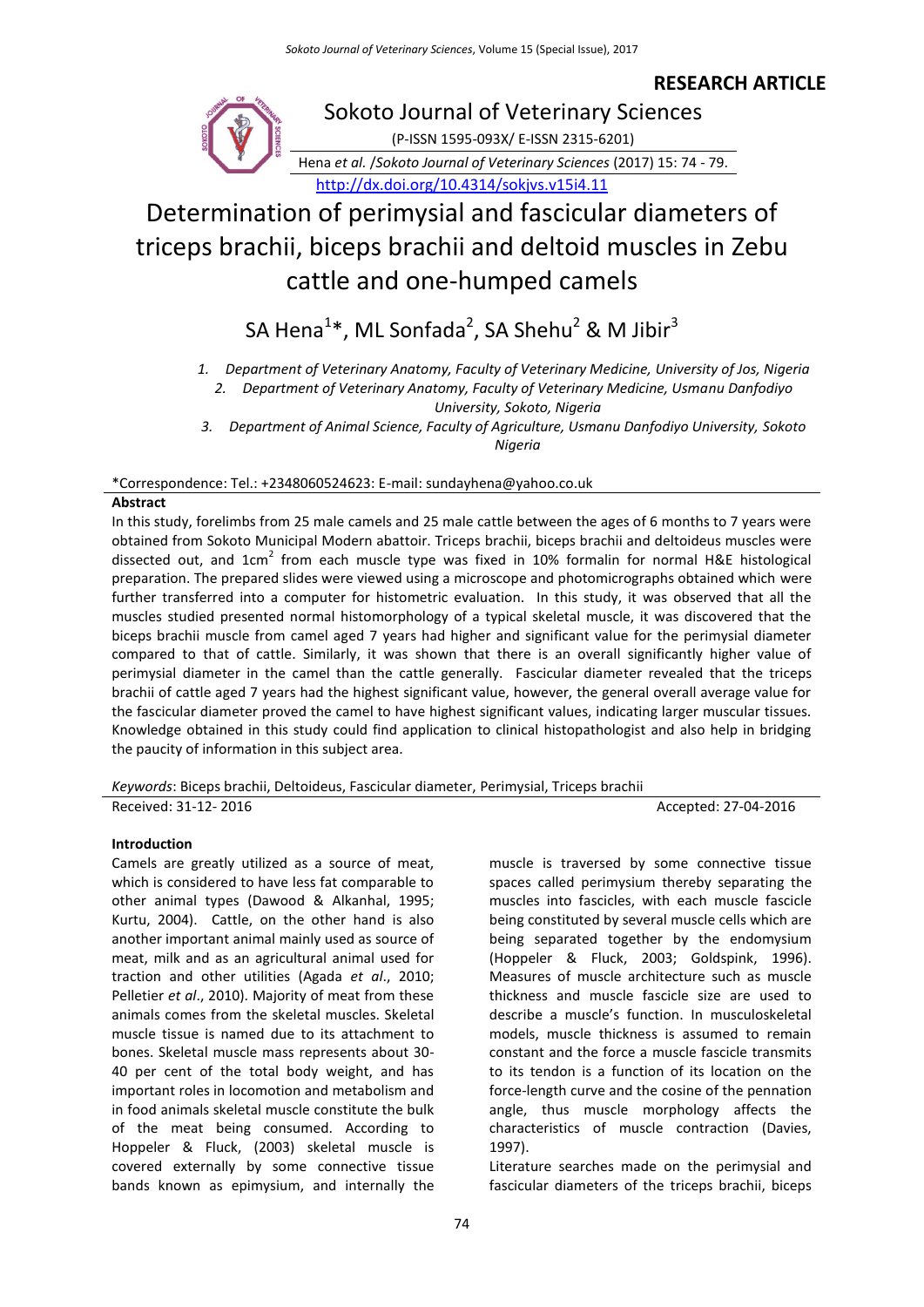**RESEARCH ARTICLE**

Sokoto Journal of Veterinary Sciences

(P-ISSN 1595-093X/ E-ISSN 2315-6201)

Hena *et al.* /*Sokoto Journal of Veterinary Sciences* (2017) 15: 74 - 79.

http://dx.doi.org/10.4314/sokjvs.v15i4.11

# Determination of perimysial and fascicular diameters of triceps brachii, biceps brachii and deltoid muscles in Zebu cattle and one-humped camels

SA Hena[1]*, ML Sonfada[2], SA Shehu[2] & M Jibir[3]

1. Department of Veterinary Anatomy, Faculty of Veterinary Medicine, University of Jos, Nigeria
2. Department of Veterinary Anatomy, Faculty of Veterinary Medicine, Usmanu Danfodiyo University, Sokoto, Nigeria
3. Department of Animal Science, Faculty of Agriculture, Usmanu Danfodiyo University, Sokoto Nigeria

*Correspondence: Tel.: +2348060524623: E-mail: sundayhena@yahoo.co.uk

**Abstract**

In this study, forelimbs from 25 male camels and 25 male cattle between the ages of 6 months to 7 years were obtained from Sokoto Municipal Modern abattoir. Triceps brachii, biceps brachii and deltoideus muscles were dissected out, and 1cm$^2$ from each muscle type was fixed in 10% formalin for normal H&E histological preparation. The prepared slides were viewed using a microscope and photomicrographs obtained which were further transferred into a computer for histometric evaluation. In this study, it was observed that all the muscles studied presented normal histomorphology of a typical skeletal muscle, it was discovered that the biceps brachii muscle from camel aged 7 years had higher and significant value for the perimysial diameter compared to that of cattle. Similarly, it was shown that there is an overall significantly higher value of perimysial diameter in the camel than the cattle generally. Fascicular diameter revealed that the triceps brachii of cattle aged 7 years had the highest significant value, however, the general overall average value for the fascicular diameter proved the camel to have highest significant values, indicating larger muscular tissues. Knowledge obtained in this study could find application to clinical histopathologist and also help in bridging the paucity of information in this subject area.

*Keywords*: Biceps brachii, Deltoideus, Fascicular diameter, Perimysial, Triceps brachii

Received: 31-12- 2016 Accepted: 27-04-2016

**Introduction**

Camels are greatly utilized as a source of meat, which is considered to have less fat comparable to other animal types (Dawood & Alkanhal, 1995; Kurtu, 2004). Cattle, on the other hand is also another important animal mainly used as source of meat, milk and as an agricultural animal used for traction and other utilities (Agada *et al*., 2010; Pelletier *et al*., 2010). Majority of meat from these animals comes from the skeletal muscles. Skeletal muscle tissue is named due to its attachment to bones. Skeletal muscle mass represents about 30-40 per cent of the total body weight, and has important roles in locomotion and metabolism and in food animals skeletal muscle constitute the bulk of the meat being consumed. According to Hoppeler & Fluck, (2003) skeletal muscle is covered externally by some connective tissue bands known as epimysium, and internally the muscle is traversed by some connective tissue spaces called perimysium thereby separating the muscles into fascicles, with each muscle fascicle being constituted by several muscle cells which are being separated together by the endomysium (Hoppeler & Fluck, 2003; Goldspink, 1996). Measures of muscle architecture such as muscle thickness and muscle fascicle size are used to describe a muscle's function. In musculoskeletal models, muscle thickness is assumed to remain constant and the force a muscle fascicle transmits to its tendon is a function of its location on the force-length curve and the cosine of the pennation angle, thus muscle morphology affects the characteristics of muscle contraction (Davies, 1997).

Literature searches made on the perimysial and fascicular diameters of the triceps brachii, biceps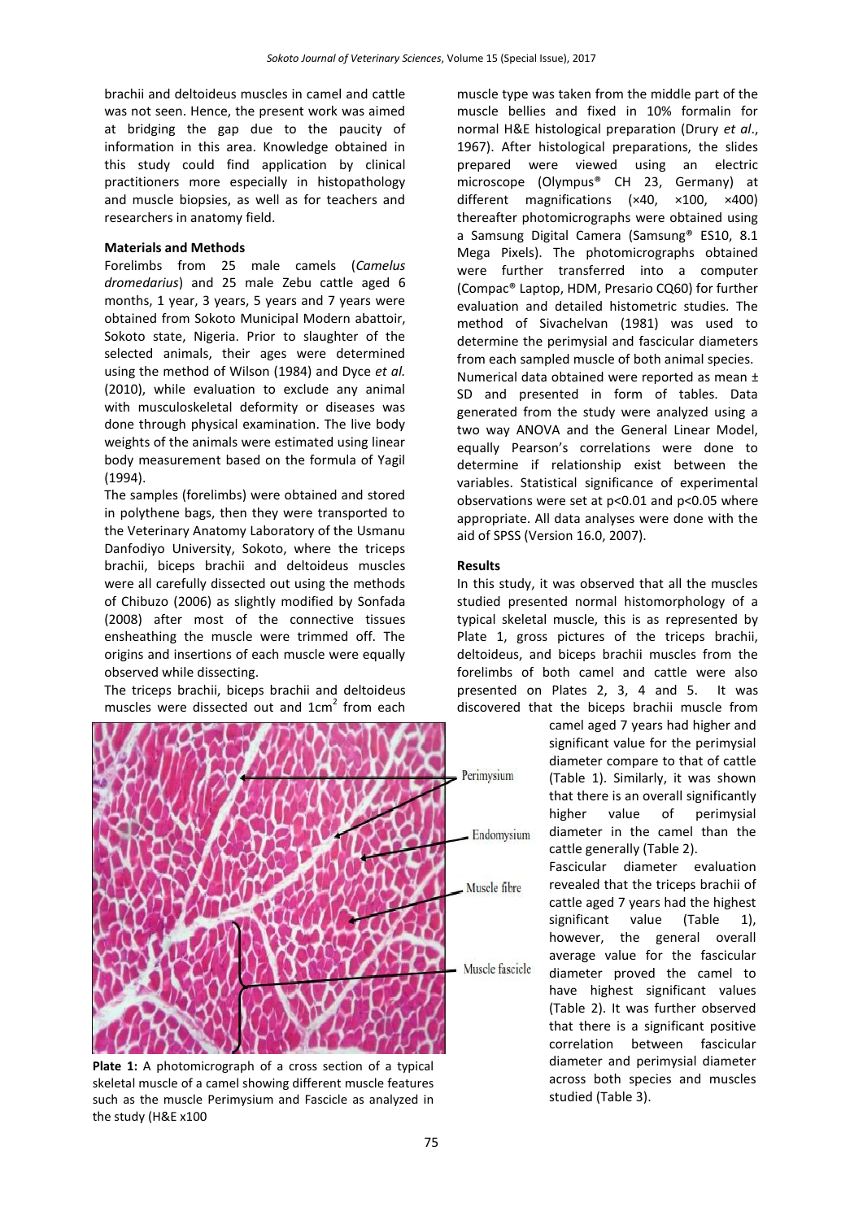brachii and deltoideus muscles in camel and cattle was not seen. Hence, the present work was aimed at bridging the gap due to the paucity of information in this area. Knowledge obtained in this study could find application by clinical practitioners more especially in histopathology and muscle biopsies, as well as for teachers and researchers in anatomy field.

**Materials and Methods**

Forelimbs from 25 male camels (*Camelus dromedarius*) and 25 male Zebu cattle aged 6 months, 1 year, 3 years, 5 years and 7 years were obtained from Sokoto Municipal Modern abattoir, Sokoto state, Nigeria. Prior to slaughter of the selected animals, their ages were determined using the method of Wilson (1984) and Dyce *et al.* (2010), while evaluation to exclude any animal with musculoskeletal deformity or diseases was done through physical examination. The live body weights of the animals were estimated using linear body measurement based on the formula of Yagil (1994).

The samples (forelimbs) were obtained and stored in polythene bags, then they were transported to the Veterinary Anatomy Laboratory of the Usmanu Danfodiyo University, Sokoto, where the triceps brachii, biceps brachii and deltoideus muscles were all carefully dissected out using the methods of Chibuzo (2006) as slightly modified by Sonfada (2008) after most of the connective tissues ensheathing the muscle were trimmed off. The origins and insertions of each muscle were equally observed while dissecting.

The triceps brachii, biceps brachii and deltoideus muscles were dissected out and 1cm$^2$ from each muscle type was taken from the middle part of the muscle bellies and fixed in 10% formalin for normal H&E histological preparation (Drury *et al*., 1967). After histological preparations, the slides prepared were viewed using an electric microscope (Olympus® CH 23, Germany) at different magnifications (×40, ×100, ×400) thereafter photomicrographs were obtained using a Samsung Digital Camera (Samsung® ES10, 8.1 Mega Pixels). The photomicrographs obtained were further transferred into a computer (Compac® Laptop, HDM, Presario CQ60) for further evaluation and detailed histometric studies. The method of Sivachelvan (1981) was used to determine the perimysial and fascicular diameters from each sampled muscle of both animal species.

Numerical data obtained were reported as mean ± SD and presented in form of tables. Data generated from the study were analyzed using a two way ANOVA and the General Linear Model, equally Pearson's correlations were done to determine if relationship exist between the variables. Statistical significance of experimental observations were set at $p<0.01$ and $p<0.05$ where appropriate. All data analyses were done with the aid of SPSS (Version 16.0, 2007).

**Results**

In this study, it was observed that all the muscles studied presented normal histomorphology of a typical skeletal muscle, this is as represented by Plate 1, gross pictures of the triceps brachii, deltoideus, and biceps brachii muscles from the forelimbs of both camel and cattle were also presented on Plates 2, 3, 4 and 5. It was discovered that the biceps brachii muscle from camel aged 7 years had higher and significant value for the perimysial diameter compare to that of cattle (Table 1). Similarly, it was shown that there is an overall significantly higher value of perimysial diameter in the camel than the cattle generally (Table 2).

Fascicular diameter evaluation revealed that the triceps brachii of cattle aged 7 years had the highest significant value (Table 1), however, the general overall average value for the fascicular diameter proved the camel to have highest significant values (Table 2). It was further observed that there is a significant positive correlation between fascicular diameter and perimysial diameter across both species and muscles studied (Table 3).

**Plate 1:** A photomicrograph of a cross section of a typical skeletal muscle of a camel showing different muscle features such as the muscle Perimysium and Fascicle as analyzed in the study (H&E x100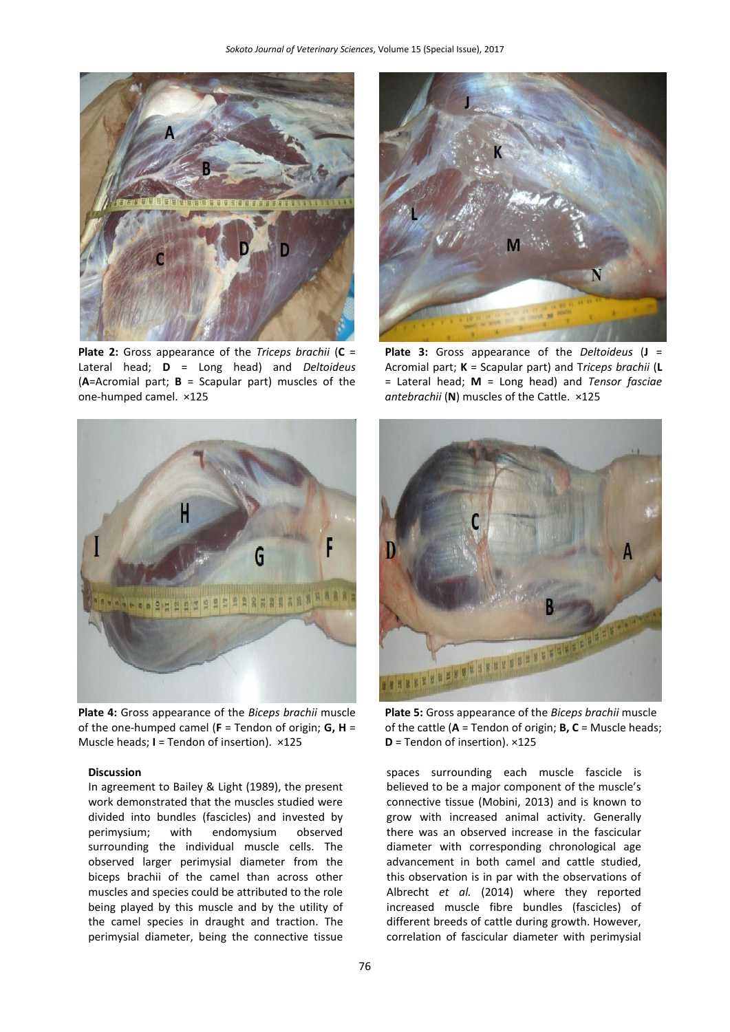**Plate 2:** Gross appearance of the *Triceps brachii* (**C** = Lateral head; **D** = Long head) and *Deltoideus* (**A**=Acromial part; **B** = Scapular part) muscles of the one-humped camel. ×125

**Plate 3:** Gross appearance of the *Deltoideus* (**J** = Acromial part; **K** = Scapular part) and T*riceps brachii* (**L** = Lateral head; **M** = Long head) and *Tensor fasciae antebrachii* (**N**) muscles of the Cattle. ×125

**Plate 4:** Gross appearance of the *Biceps brachii* muscle of the one-humped camel (**F** = Tendon of origin; **G, H** = Muscle heads; **I** = Tendon of insertion). ×125

**Plate 5:** Gross appearance of the *Biceps brachii* muscle of the cattle (**A** = Tendon of origin; **B, C** = Muscle heads; **D** = Tendon of insertion). ×125

## Discussion

In agreement to Bailey & Light (1989), the present work demonstrated that the muscles studied were divided into bundles (fascicles) and invested by perimysium; with endomysium observed surrounding the individual muscle cells. The observed larger perimysial diameter from the biceps brachii of the camel than across other muscles and species could be attributed to the role being played by this muscle and by the utility of the camel species in draught and traction. The perimysial diameter, being the connective tissue spaces surrounding each muscle fascicle is believed to be a major component of the muscle's connective tissue (Mobini, 2013) and is known to grow with increased animal activity. Generally there was an observed increase in the fascicular diameter with corresponding chronological age advancement in both camel and cattle studied, this observation is in par with the observations of Albrecht *et al.* (2014) where they reported increased muscle fibre bundles (fascicles) of different breeds of cattle during growth. However, correlation of fascicular diameter with perimysial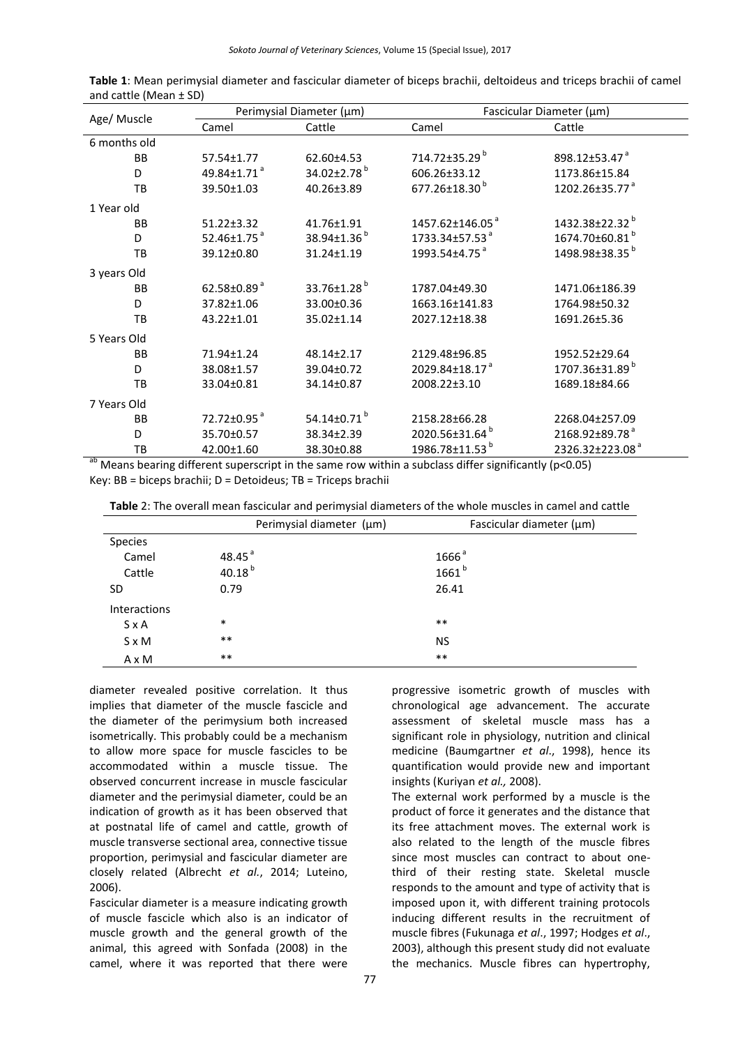**Table 1**: Mean perimysial diameter and fascicular diameter of biceps brachii, deltoideus and triceps brachii of camel and cattle (Mean ± SD)

| Age/ Muscle | Perimysial Diameter (µm) | | Fascicular Diameter (µm) | |
|---|---|---|---|---|
| | Camel | Cattle | Camel | Cattle |
| 6 months old | | | | |
| BB | 57.54±1.77 | 62.60±4.53 | 714.72±35.29 [b] | 898.12±53.47 [a] |
| D | 49.84±1.71 [a] | 34.02±2.78 [b] | 606.26±33.12 | 1173.86±15.84 |
| TB | 39.50±1.03 | 40.26±3.89 | 677.26±18.30 [b] | 1202.26±35.77 [a] |
| 1 Year old | | | | |
| BB | 51.22±3.32 | 41.76±1.91 | 1457.62±146.05 [a] | 1432.38±22.32 [b] |
| D | 52.46±1.75 [a] | 38.94±1.36 [b] | 1733.34±57.53 [a] | 1674.70±60.81 [b] |
| TB | 39.12±0.80 | 31.24±1.19 | 1993.54±4.75 [a] | 1498.98±38.35 [b] |
| 3 years Old | | | | |
| BB | 62.58±0.89 [a] | 33.76±1.28 [b] | 1787.04±49.30 | 1471.06±186.39 |
| D | 37.82±1.06 | 33.00±0.36 | 1663.16±141.83 | 1764.98±50.32 |
| TB | 43.22±1.01 | 35.02±1.14 | 2027.12±18.38 | 1691.26±5.36 |
| 5 Years Old | | | | |
| BB | 71.94±1.24 | 48.14±2.17 | 2129.48±96.85 | 1952.52±29.64 |
| D | 38.08±1.57 | 39.04±0.72 | 2029.84±18.17 [a] | 1707.36±31.89 [b] |
| TB | 33.04±0.81 | 34.14±0.87 | 2008.22±3.10 | 1689.18±84.66 |
| 7 Years Old | | | | |
| BB | 72.72±0.95 [a] | 54.14±0.71 [b] | 2158.28±66.28 | 2268.04±257.09 |
| D | 35.70±0.57 | 38.34±2.39 | 2020.56±31.64 [b] | 2168.92±89.78 [a] |
| TB | 42.00±1.60 | 38.30±0.88 | 1986.78±11.53 [b] | 2326.32±223.08 [a] |

[ab] Means bearing different superscript in the same row within a subclass differ significantly ($p<0.05$)
Key: BB = biceps brachii; D = Detoideus; TB = Triceps brachii

**Table 2**: The overall mean fascicular and perimysial diameters of the whole muscles in camel and cattle

| | Perimysial diameter (µm) | Fascicular diameter (µm) |
|---|---|---|
| Species | | |
| Camel | 48.45 [a] | 1666 [a] |
| Cattle | 40.18 [b] | 1661 [b] |
| SD | 0.79 | 26.41 |
| Interactions | | |
| S x A | * | ** |
| S x M | ** | NS |
| A x M | ** | ** |

diameter revealed positive correlation. It thus implies that diameter of the muscle fascicle and the diameter of the perimysium both increased isometrically. This probably could be a mechanism to allow more space for muscle fascicles to be accommodated within a muscle tissue. The observed concurrent increase in muscle fascicular diameter and the perimysial diameter, could be an indication of growth as it has been observed that at postnatal life of camel and cattle, growth of muscle transverse sectional area, connective tissue proportion, perimysial and fascicular diameter are closely related (Albrecht *et al.*, 2014; Luteino, 2006).

Fascicular diameter is a measure indicating growth of muscle fascicle which also is an indicator of muscle growth and the general growth of the animal, this agreed with Sonfada (2008) in the camel, where it was reported that there were progressive isometric growth of muscles with chronological age advancement. The accurate assessment of skeletal muscle mass has a significant role in physiology, nutrition and clinical medicine (Baumgartner *et al*., 1998), hence its quantification would provide new and important insights (Kuriyan *et al.,* 2008).

The external work performed by a muscle is the product of force it generates and the distance that its free attachment moves. The external work is also related to the length of the muscle fibres since most muscles can contract to about one-third of their resting state. Skeletal muscle responds to the amount and type of activity that is imposed upon it, with different training protocols inducing different results in the recruitment of muscle fibres (Fukunaga *et al*., 1997; Hodges *et al*., 2003), although this present study did not evaluate the mechanics. Muscle fibres can hypertrophy,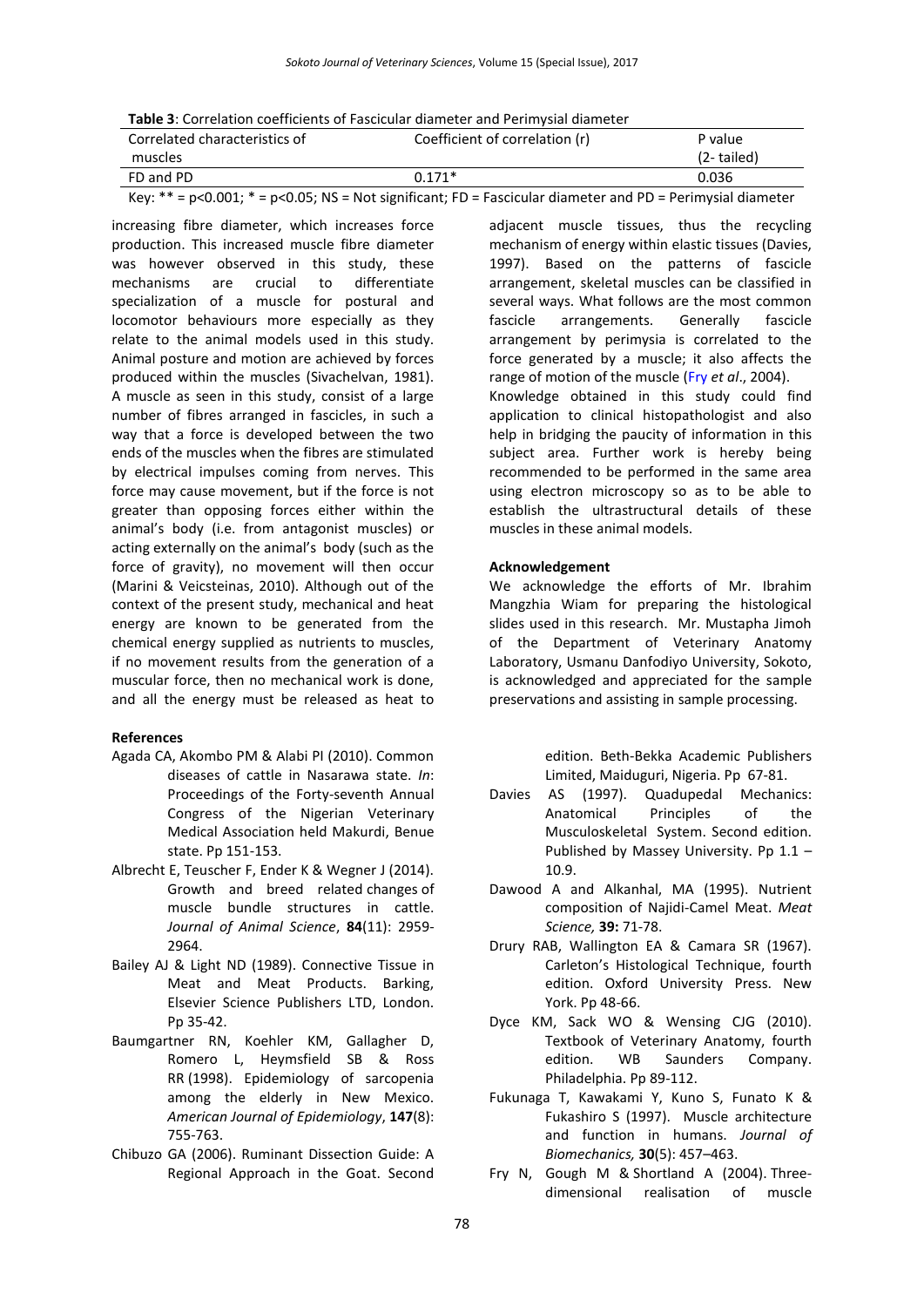**Table 3**: Correlation coefficients of Fascicular diameter and Perimysial diameter

| Correlated characteristics of muscles | Coefficient of correlation (r) | P value (2- tailed) |
|---|---|---|
| FD and PD | 0.171* | 0.036 |

Key: ** = p<0.001; * = p<0.05; NS = Not significant; FD = Fascicular diameter and PD = Perimysial diameter

increasing fibre diameter, which increases force production. This increased muscle fibre diameter was however observed in this study, these mechanisms are crucial to differentiate specialization of a muscle for postural and locomotor behaviours more especially as they relate to the animal models used in this study. Animal posture and motion are achieved by forces produced within the muscles (Sivachelvan, 1981). A muscle as seen in this study, consist of a large number of fibres arranged in fascicles, in such a way that a force is developed between the two ends of the muscles when the fibres are stimulated by electrical impulses coming from nerves. This force may cause movement, but if the force is not greater than opposing forces either within the animal's body (i.e. from antagonist muscles) or acting externally on the animal's body (such as the force of gravity), no movement will then occur (Marini & Veicsteinas, 2010). Although out of the context of the present study, mechanical and heat energy are known to be generated from the chemical energy supplied as nutrients to muscles, if no movement results from the generation of a muscular force, then no mechanical work is done, and all the energy must be released as heat to adjacent muscle tissues, thus the recycling mechanism of energy within elastic tissues (Davies, 1997). Based on the patterns of fascicle arrangement, skeletal muscles can be classified in several ways. What follows are the most common fascicle arrangements. Generally fascicle arrangement by perimysia is correlated to the force generated by a muscle; it also affects the range of motion of the muscle (Fry *et al*., 2004).

Knowledge obtained in this study could find application to clinical histopathologist and also help in bridging the paucity of information in this subject area. Further work is hereby being recommended to be performed in the same area using electron microscopy so as to be able to establish the ultrastructural details of these muscles in these animal models.

**Acknowledgement**

We acknowledge the efforts of Mr. Ibrahim Mangzhia Wiam for preparing the histological slides used in this research. Mr. Mustapha Jimoh of the Department of Veterinary Anatomy Laboratory, Usmanu Danfodiyo University, Sokoto, is acknowledged and appreciated for the sample preservations and assisting in sample processing.

**References**

Agada CA, Akombo PM & Alabi PI (2010). Common diseases of cattle in Nasarawa state. *In*: Proceedings of the Forty-seventh Annual Congress of the Nigerian Veterinary Medical Association held Makurdi, Benue state. Pp 151-153.

Albrecht E, Teuscher F, Ender K & Wegner J (2014). Growth and breed related changes of muscle bundle structures in cattle. *Journal of Animal Science*, **84**(11): 2959-2964.

Bailey AJ & Light ND (1989). Connective Tissue in Meat and Meat Products. Barking, Elsevier Science Publishers LTD, London. Pp 35-42.

Baumgartner RN, Koehler KM, Gallagher D, Romero L, Heymsfield SB & Ross RR (1998). Epidemiology of sarcopenia among the elderly in New Mexico. *American Journal of Epidemiology*, **147**(8): 755-763.

Chibuzo GA (2006). Ruminant Dissection Guide: A Regional Approach in the Goat. Second edition. Beth-Bekka Academic Publishers Limited, Maiduguri, Nigeria. Pp 67-81.

Davies AS (1997). Quadupedal Mechanics: Anatomical Principles of the Musculoskeletal System. Second edition. Published by Massey University. Pp 1.1 – 10.9.

Dawood A and Alkanhal, MA (1995). Nutrient composition of Najidi-Camel Meat. *Meat Science,* **39:** 71-78.

Drury RAB, Wallington EA & Camara SR (1967). Carleton's Histological Technique, fourth edition. Oxford University Press. New York. Pp 48-66.

Dyce KM, Sack WO & Wensing CJG (2010). Textbook of Veterinary Anatomy, fourth edition. WB Saunders Company. Philadelphia. Pp 89-112.

Fukunaga T, Kawakami Y, Kuno S, Funato K & Fukashiro S (1997). Muscle architecture and function in humans. *Journal of Biomechanics,* **30**(5): 457–463.

Fry N, Gough M & Shortland A (2004). Three-dimensional realisation of muscle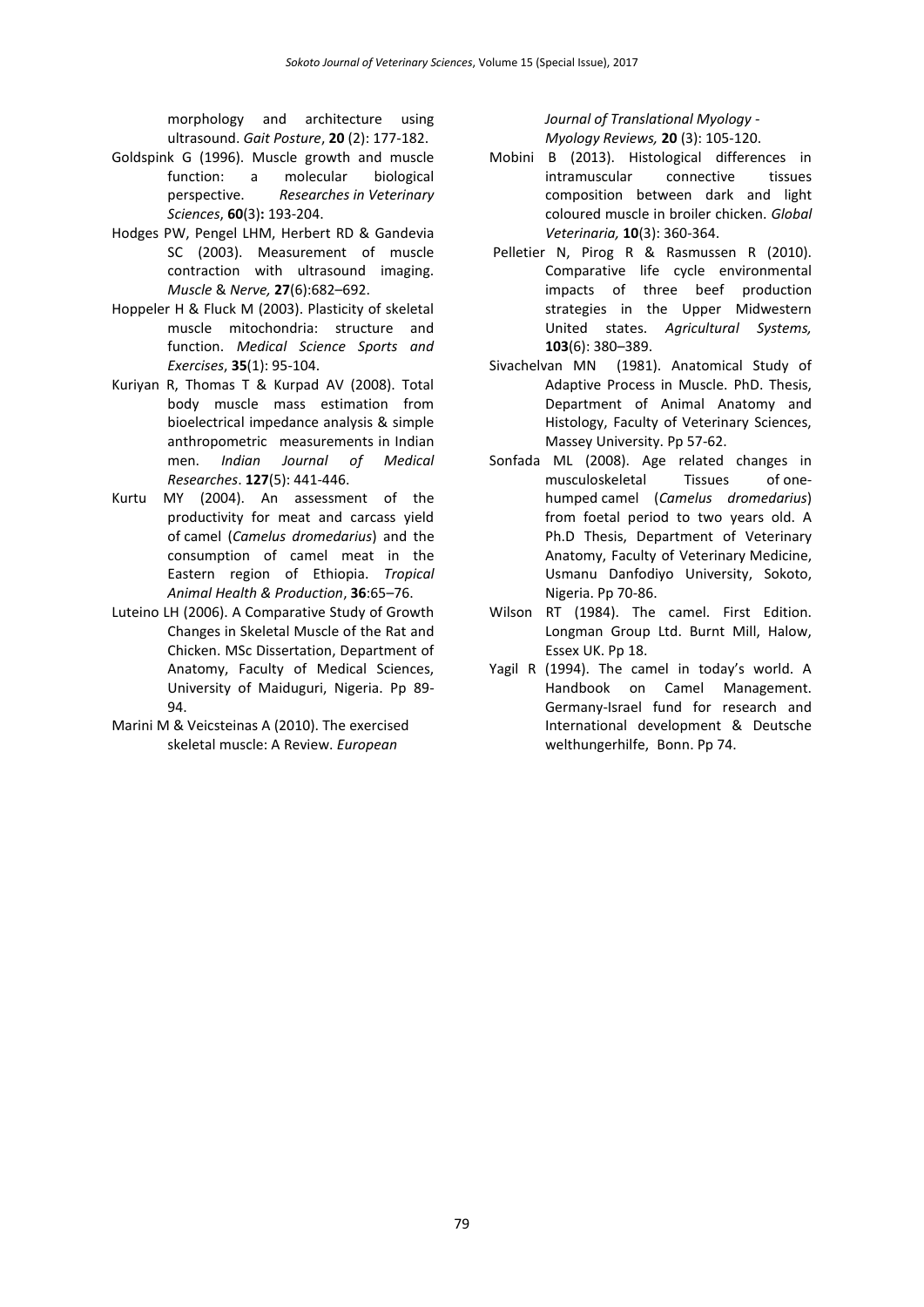morphology and architecture using ultrasound. *Gait Posture*, **20** (2): 177-182.

Goldspink G (1996). Muscle growth and muscle function: a molecular biological perspective. *Researches in Veterinary Sciences*, **60**(3)**:** 193-204.

Hodges PW, Pengel LHM, Herbert RD & Gandevia SC (2003). Measurement of muscle contraction with ultrasound imaging. *Muscle* & *Nerve,* **27**(6):682–692.

Hoppeler H & Fluck M (2003). Plasticity of skeletal muscle mitochondria: structure and function. *Medical Science Sports and Exercises*, **35**(1): 95-104.

Kuriyan R, Thomas T & Kurpad AV (2008). Total body muscle mass estimation from bioelectrical impedance analysis & simple anthropometric measurements in Indian men. *Indian Journal of Medical Researches*. **127**(5): 441-446.

Kurtu MY (2004). An assessment of the productivity for meat and carcass yield of camel (*Camelus dromedarius*) and the consumption of camel meat in the Eastern region of Ethiopia. *Tropical Animal Health & Production*, **36**:65–76.

Luteino LH (2006). A Comparative Study of Growth Changes in Skeletal Muscle of the Rat and Chicken. MSc Dissertation, Department of Anatomy, Faculty of Medical Sciences, University of Maiduguri, Nigeria. Pp 89-94.

Marini M & Veicsteinas A (2010). The exercised skeletal muscle: A Review. *European Journal of Translational Myology - Myology Reviews,* **20** (3): 105-120.

Mobini B (2013). Histological differences in intramuscular connective tissues composition between dark and light coloured muscle in broiler chicken. *Global Veterinaria,* **10**(3): 360-364.

Pelletier N, Pirog R & Rasmussen R (2010). Comparative life cycle environmental impacts of three beef production strategies in the Upper Midwestern United states. *Agricultural Systems,* **103**(6): 380–389.

Sivachelvan MN (1981). Anatomical Study of Adaptive Process in Muscle. PhD. Thesis, Department of Animal Anatomy and Histology, Faculty of Veterinary Sciences, Massey University. Pp 57-62.

Sonfada ML (2008). Age related changes in musculoskeletal Tissues of one-humped camel (*Camelus dromedarius*) from foetal period to two years old. A Ph.D Thesis, Department of Veterinary Anatomy, Faculty of Veterinary Medicine, Usmanu Danfodiyo University, Sokoto, Nigeria. Pp 70-86.

Wilson RT (1984). The camel. First Edition. Longman Group Ltd. Burnt Mill, Halow, Essex UK. Pp 18.

Yagil R (1994). The camel in today's world. A Handbook on Camel Management. Germany-Israel fund for research and International development & Deutsche welthungerhilfe, Bonn. Pp 74.